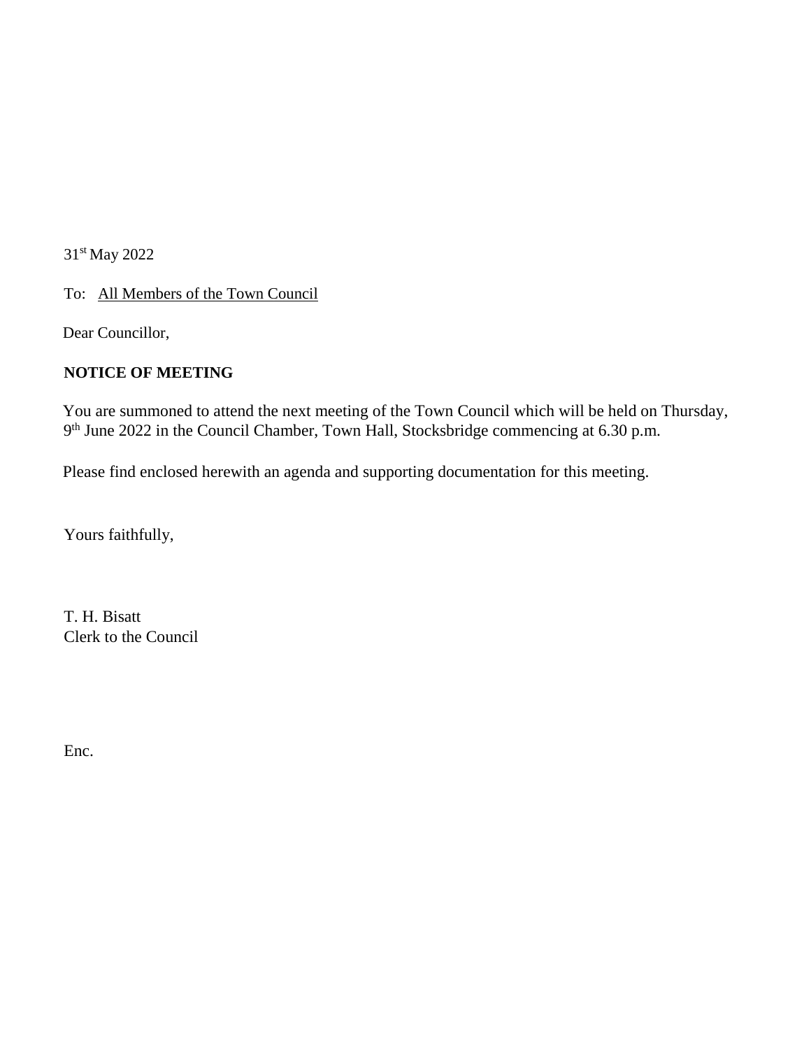31st May 2022

To: <u>All Members of the Town Council</u>

Dear Councillor,

**NOTICE OF MEETING**

You are summoned to attend the next meeting of the Town Council which will be held on Thursday, 9th June 2022 in the Council Chamber, Town Hall, Stocksbridge commencing at 6.30 p.m.

Please find enclosed herewith an agenda and supporting documentation for this meeting.

Yours faithfully,

T. H. Bisatt
Clerk to the Council

Enc.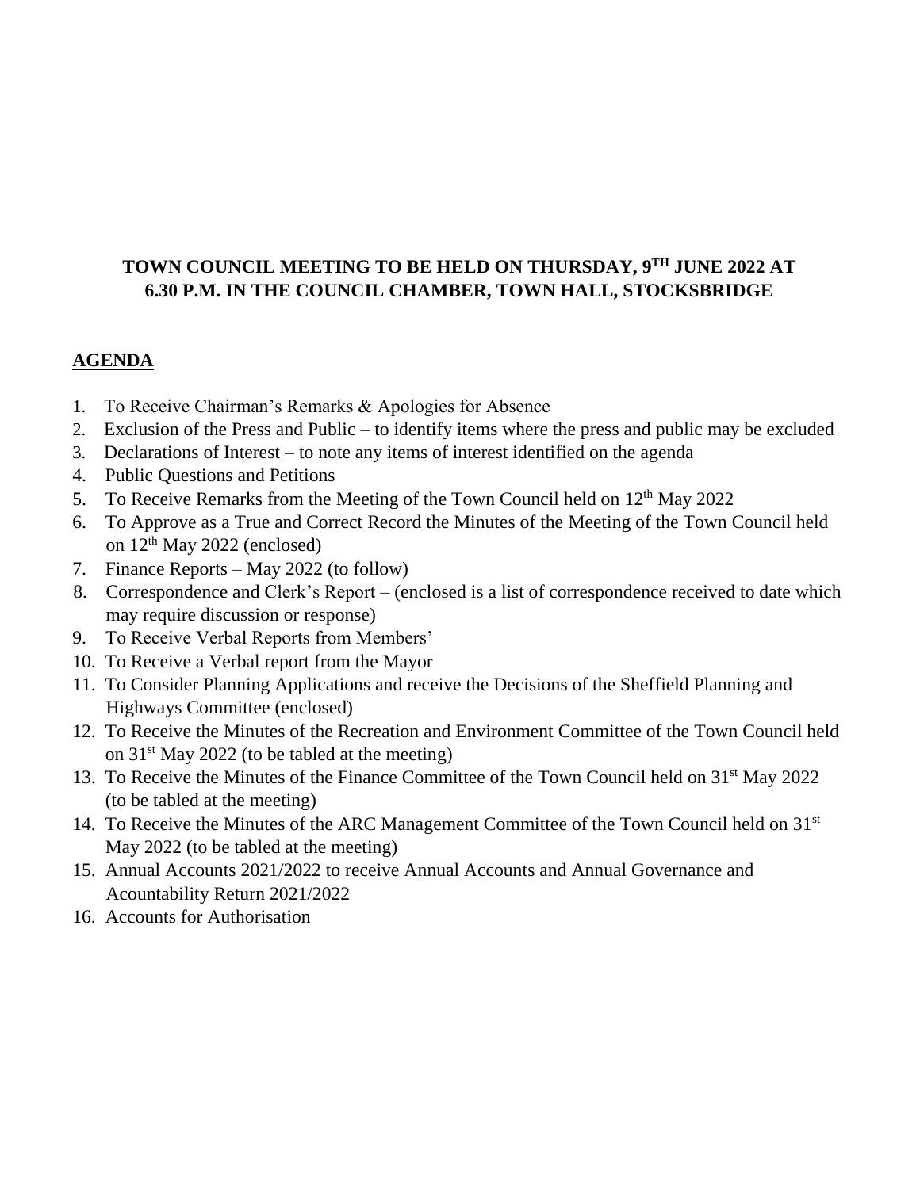**TOWN COUNCIL MEETING TO BE HELD ON THURSDAY, 9TH JUNE 2022 AT 6.30 P.M. IN THE COUNCIL CHAMBER, TOWN HALL, STOCKSBRIDGE**

**AGENDA**

1. To Receive Chairman's Remarks & Apologies for Absence
2. Exclusion of the Press and Public – to identify items where the press and public may be excluded
3. Declarations of Interest – to note any items of interest identified on the agenda
4. Public Questions and Petitions
5. To Receive Remarks from the Meeting of the Town Council held on 12th May 2022
6. To Approve as a True and Correct Record the Minutes of the Meeting of the Town Council held on 12th May 2022 (enclosed)
7. Finance Reports – May 2022 (to follow)
8. Correspondence and Clerk's Report – (enclosed is a list of correspondence received to date which may require discussion or response)
9. To Receive Verbal Reports from Members'
10. To Receive a Verbal report from the Mayor
11. To Consider Planning Applications and receive the Decisions of the Sheffield Planning and Highways Committee (enclosed)
12. To Receive the Minutes of the Recreation and Environment Committee of the Town Council held on 31st May 2022 (to be tabled at the meeting)
13. To Receive the Minutes of the Finance Committee of the Town Council held on 31st May 2022 (to be tabled at the meeting)
14. To Receive the Minutes of the ARC Management Committee of the Town Council held on 31st May 2022 (to be tabled at the meeting)
15. Annual Accounts 2021/2022 to receive Annual Accounts and Annual Governance and Acountability Return 2021/2022
16. Accounts for Authorisation